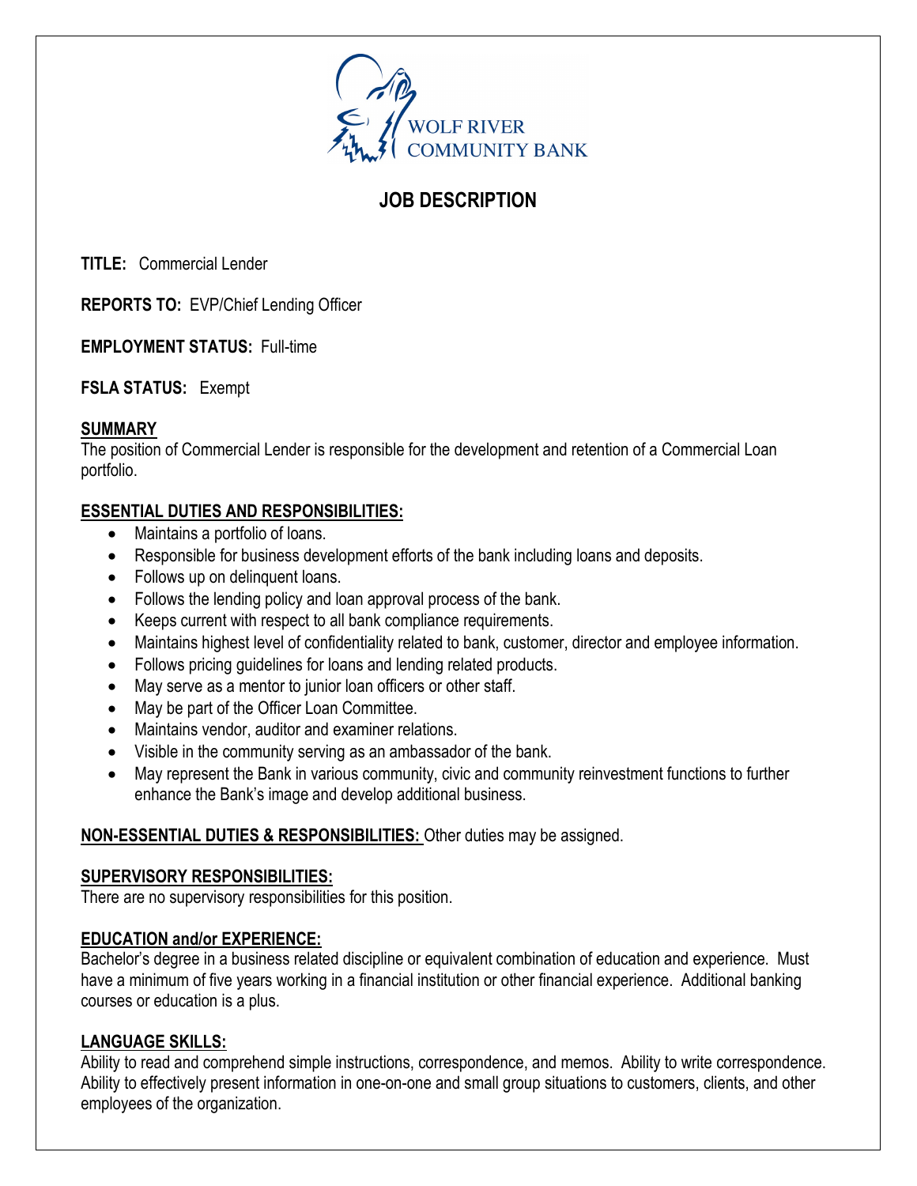WOLF RIVER
COMMUNITY BANK

# JOB DESCRIPTION

**TITLE:** Commercial Lender

**REPORTS TO:** EVP/Chief Lending Officer

**EMPLOYMENT STATUS:** Full-time

**FSLA STATUS:** Exempt

## SUMMARY

The position of Commercial Lender is responsible for the development and retention of a Commercial Loan portfolio.

## ESSENTIAL DUTIES AND RESPONSIBILITIES:

- Maintains a portfolio of loans.
- Responsible for business development efforts of the bank including loans and deposits.
- Follows up on delinquent loans.
- Follows the lending policy and loan approval process of the bank.
- Keeps current with respect to all bank compliance requirements.
- Maintains highest level of confidentiality related to bank, customer, director and employee information.
- Follows pricing guidelines for loans and lending related products.
- May serve as a mentor to junior loan officers or other staff.
- May be part of the Officer Loan Committee.
- Maintains vendor, auditor and examiner relations.
- Visible in the community serving as an ambassador of the bank.
- May represent the Bank in various community, civic and community reinvestment functions to further enhance the Bank's image and develop additional business.

**NON-ESSENTIAL DUTIES & RESPONSIBILITIES:** Other duties may be assigned.

## SUPERVISORY RESPONSIBILITIES:

There are no supervisory responsibilities for this position.

## EDUCATION and/or EXPERIENCE:

Bachelor's degree in a business related discipline or equivalent combination of education and experience. Must have a minimum of five years working in a financial institution or other financial experience. Additional banking courses or education is a plus.

## LANGUAGE SKILLS:

Ability to read and comprehend simple instructions, correspondence, and memos. Ability to write correspondence. Ability to effectively present information in one-on-one and small group situations to customers, clients, and other employees of the organization.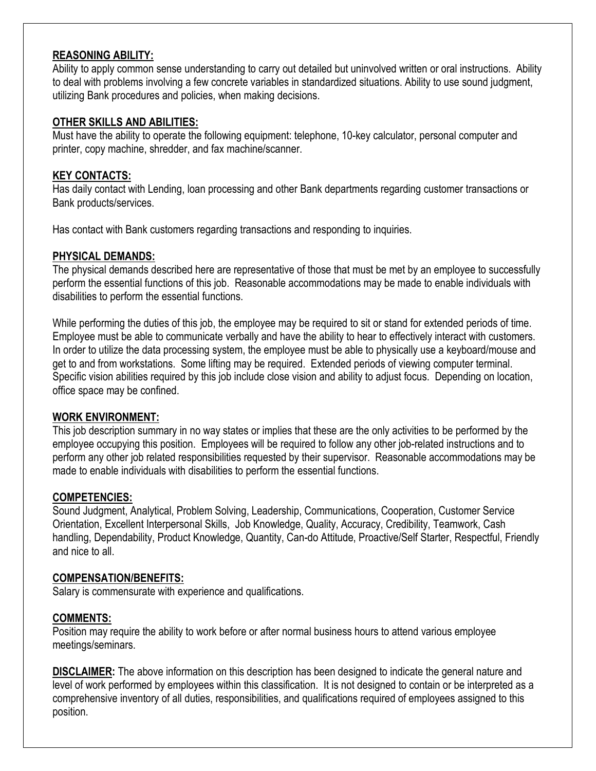**REASONING ABILITY:**

Ability to apply common sense understanding to carry out detailed but uninvolved written or oral instructions. Ability to deal with problems involving a few concrete variables in standardized situations. Ability to use sound judgment, utilizing Bank procedures and policies, when making decisions.

**OTHER SKILLS AND ABILITIES:**

Must have the ability to operate the following equipment: telephone, 10-key calculator, personal computer and printer, copy machine, shredder, and fax machine/scanner.

**KEY CONTACTS:**

Has daily contact with Lending, loan processing and other Bank departments regarding customer transactions or Bank products/services.

Has contact with Bank customers regarding transactions and responding to inquiries.

**PHYSICAL DEMANDS:**

The physical demands described here are representative of those that must be met by an employee to successfully perform the essential functions of this job. Reasonable accommodations may be made to enable individuals with disabilities to perform the essential functions.

While performing the duties of this job, the employee may be required to sit or stand for extended periods of time. Employee must be able to communicate verbally and have the ability to hear to effectively interact with customers. In order to utilize the data processing system, the employee must be able to physically use a keyboard/mouse and get to and from workstations. Some lifting may be required. Extended periods of viewing computer terminal. Specific vision abilities required by this job include close vision and ability to adjust focus. Depending on location, office space may be confined.

**WORK ENVIRONMENT:**

This job description summary in no way states or implies that these are the only activities to be performed by the employee occupying this position. Employees will be required to follow any other job-related instructions and to perform any other job related responsibilities requested by their supervisor. Reasonable accommodations may be made to enable individuals with disabilities to perform the essential functions.

**COMPETENCIES:**

Sound Judgment, Analytical, Problem Solving, Leadership, Communications, Cooperation, Customer Service Orientation, Excellent Interpersonal Skills, Job Knowledge, Quality, Accuracy, Credibility, Teamwork, Cash handling, Dependability, Product Knowledge, Quantity, Can-do Attitude, Proactive/Self Starter, Respectful, Friendly and nice to all.

**COMPENSATION/BENEFITS:**

Salary is commensurate with experience and qualifications.

**COMMENTS:**

Position may require the ability to work before or after normal business hours to attend various employee meetings/seminars.

**DISCLAIMER:** The above information on this description has been designed to indicate the general nature and level of work performed by employees within this classification. It is not designed to contain or be interpreted as a comprehensive inventory of all duties, responsibilities, and qualifications required of employees assigned to this position.